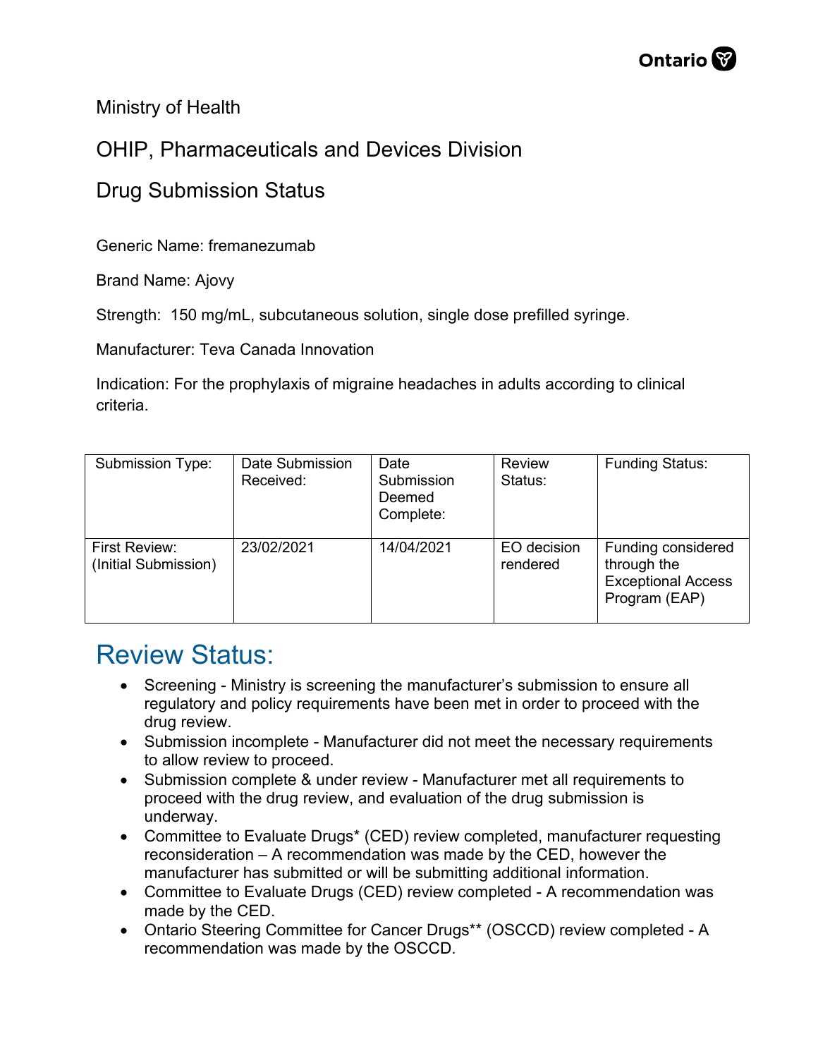Ministry of Health

OHIP, Pharmaceuticals and Devices Division

Drug Submission Status

Generic Name: fremanezumab

Brand Name: Ajovy

Strength: 150 mg/mL, subcutaneous solution, single dose prefilled syringe.

Manufacturer: Teva Canada Innovation

Indication: For the prophylaxis of migraine headaches in adults according to clinical criteria.

| Submission Type: | Date Submission Received: | Date Submission Deemed Complete: | Review Status: | Funding Status: |
|---|---|---|---|---|
| First Review: (Initial Submission) | 23/02/2021 | 14/04/2021 | EO decision rendered | Funding considered through the Exceptional Access Program (EAP) |

## Review Status:

- Screening - Ministry is screening the manufacturer's submission to ensure all regulatory and policy requirements have been met in order to proceed with the drug review.
- Submission incomplete - Manufacturer did not meet the necessary requirements to allow review to proceed.
- Submission complete & under review - Manufacturer met all requirements to proceed with the drug review, and evaluation of the drug submission is underway.
- Committee to Evaluate Drugs* (CED) review completed, manufacturer requesting reconsideration – A recommendation was made by the CED, however the manufacturer has submitted or will be submitting additional information.
- Committee to Evaluate Drugs (CED) review completed - A recommendation was made by the CED.
- Ontario Steering Committee for Cancer Drugs** (OSCCD) review completed - A recommendation was made by the OSCCD.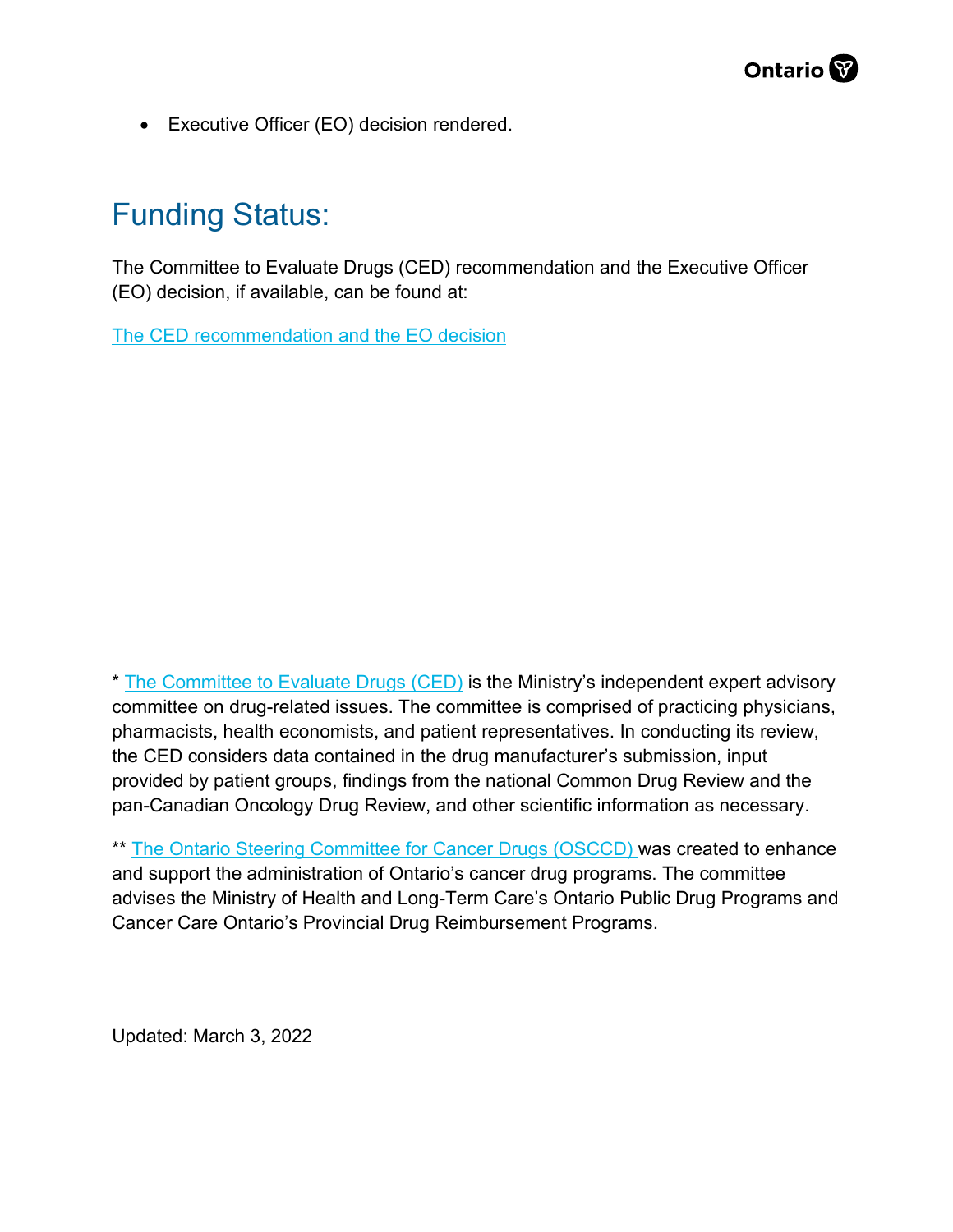- Executive Officer (EO) decision rendered.

## Funding Status:

The Committee to Evaluate Drugs (CED) recommendation and the Executive Officer (EO) decision, if available, can be found at:

The CED recommendation and the EO decision

* The Committee to Evaluate Drugs (CED) is the Ministry's independent expert advisory committee on drug-related issues. The committee is comprised of practicing physicians, pharmacists, health economists, and patient representatives. In conducting its review, the CED considers data contained in the drug manufacturer's submission, input provided by patient groups, findings from the national Common Drug Review and the pan-Canadian Oncology Drug Review, and other scientific information as necessary.

** The Ontario Steering Committee for Cancer Drugs (OSCCD) was created to enhance and support the administration of Ontario's cancer drug programs. The committee advises the Ministry of Health and Long-Term Care's Ontario Public Drug Programs and Cancer Care Ontario's Provincial Drug Reimbursement Programs.

Updated: March 3, 2022